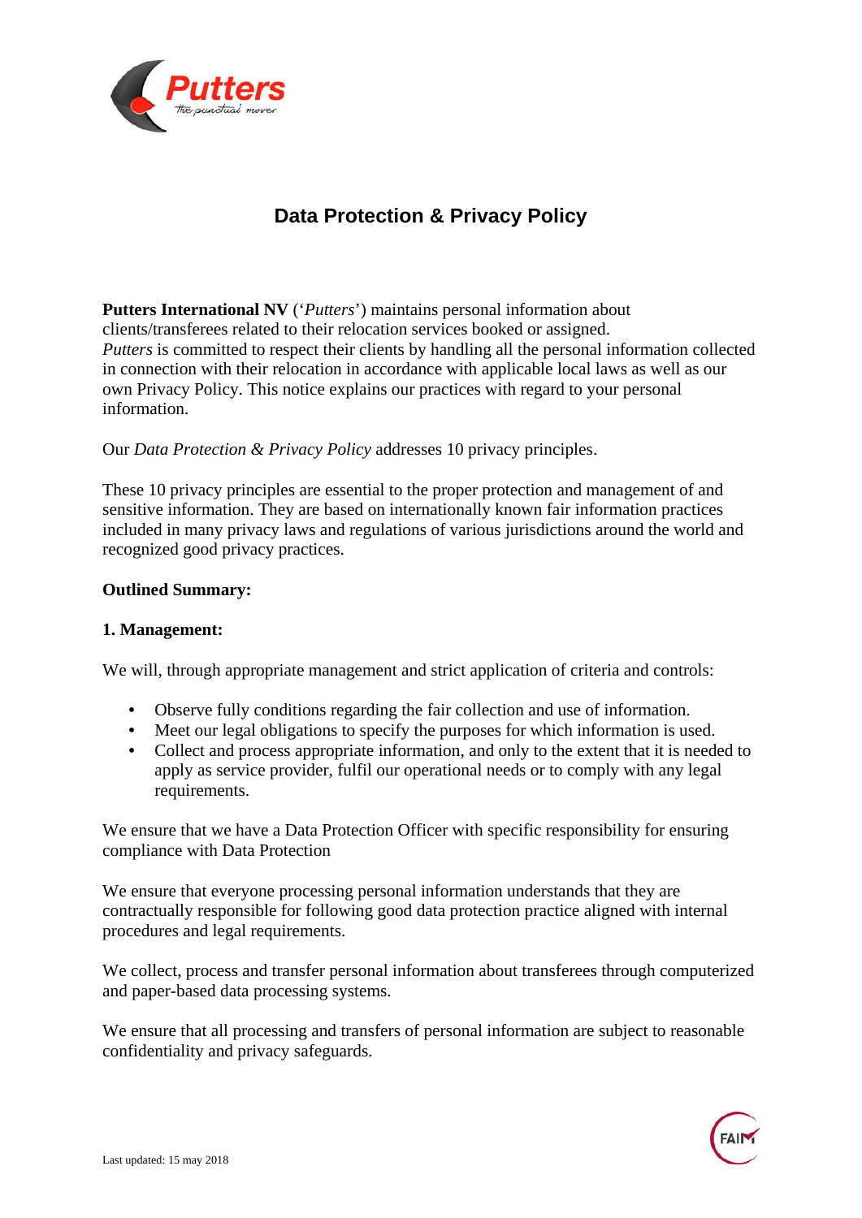# Data Protection & Privacy Policy

**Putters International NV** ('*Putters*') maintains personal information about clients/transferees related to their relocation services booked or assigned.
*Putters* is committed to respect their clients by handling all the personal information collected in connection with their relocation in accordance with applicable local laws as well as our own Privacy Policy. This notice explains our practices with regard to your personal information.

Our *Data Protection & Privacy Policy* addresses 10 privacy principles.

These 10 privacy principles are essential to the proper protection and management of and sensitive information. They are based on internationally known fair information practices included in many privacy laws and regulations of various jurisdictions around the world and recognized good privacy practices.

**Outlined Summary:**

**1. Management:**

We will, through appropriate management and strict application of criteria and controls:

- Observe fully conditions regarding the fair collection and use of information.
- Meet our legal obligations to specify the purposes for which information is used.
- Collect and process appropriate information, and only to the extent that it is needed to apply as service provider, fulfil our operational needs or to comply with any legal requirements.

We ensure that we have a Data Protection Officer with specific responsibility for ensuring compliance with Data Protection

We ensure that everyone processing personal information understands that they are contractually responsible for following good data protection practice aligned with internal procedures and legal requirements.

We collect, process and transfer personal information about transferees through computerized and paper-based data processing systems.

We ensure that all processing and transfers of personal information are subject to reasonable confidentiality and privacy safeguards.

Last updated: 15 may 2018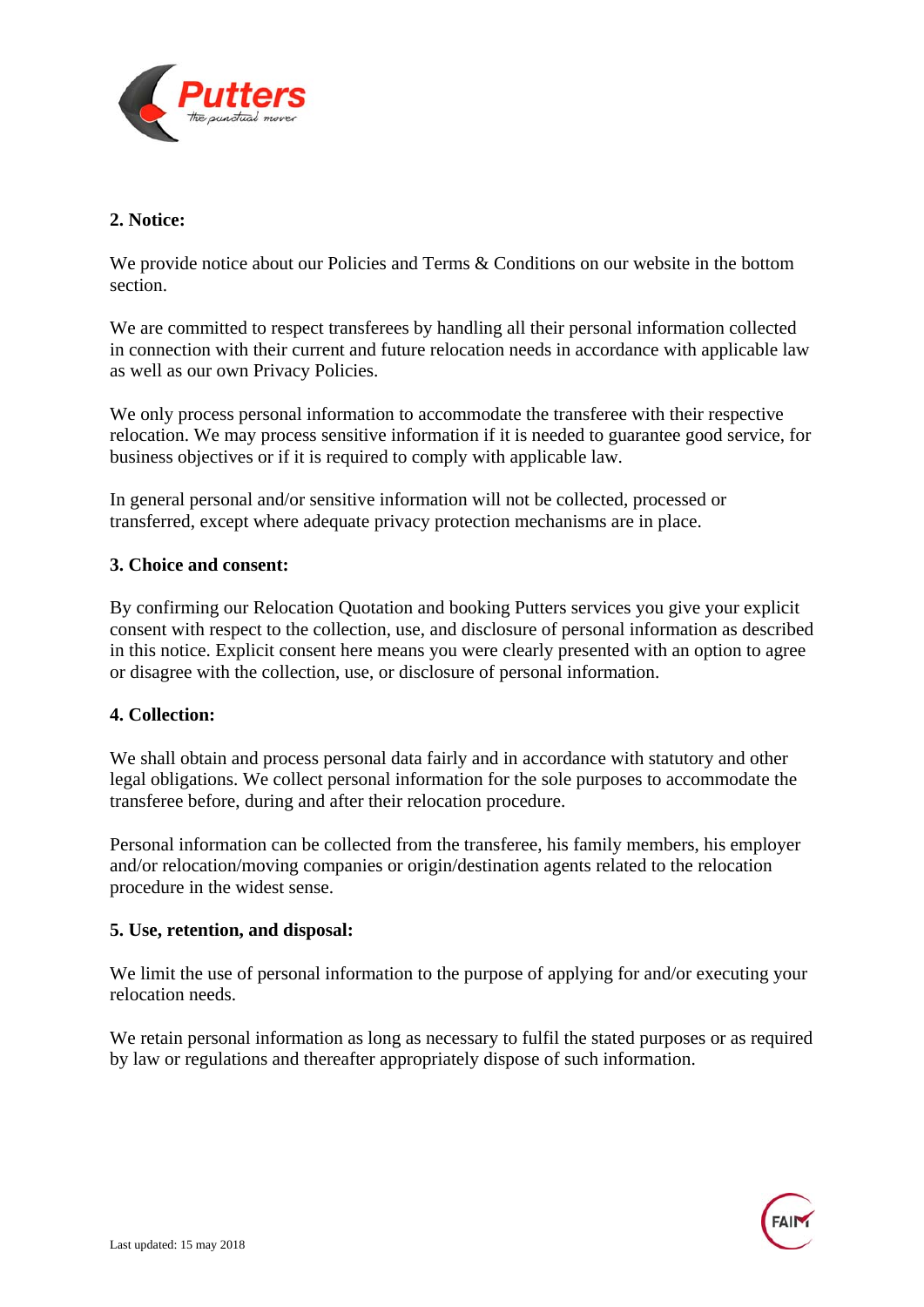**2. Notice:**

We provide notice about our Policies and Terms & Conditions on our website in the bottom section.

We are committed to respect transferees by handling all their personal information collected in connection with their current and future relocation needs in accordance with applicable law as well as our own Privacy Policies.

We only process personal information to accommodate the transferee with their respective relocation. We may process sensitive information if it is needed to guarantee good service, for business objectives or if it is required to comply with applicable law.

In general personal and/or sensitive information will not be collected, processed or transferred, except where adequate privacy protection mechanisms are in place.

**3. Choice and consent:**

By confirming our Relocation Quotation and booking Putters services you give your explicit consent with respect to the collection, use, and disclosure of personal information as described in this notice. Explicit consent here means you were clearly presented with an option to agree or disagree with the collection, use, or disclosure of personal information.

**4. Collection:**

We shall obtain and process personal data fairly and in accordance with statutory and other legal obligations. We collect personal information for the sole purposes to accommodate the transferee before, during and after their relocation procedure.

Personal information can be collected from the transferee, his family members, his employer and/or relocation/moving companies or origin/destination agents related to the relocation procedure in the widest sense.

**5. Use, retention, and disposal:**

We limit the use of personal information to the purpose of applying for and/or executing your relocation needs.

We retain personal information as long as necessary to fulfil the stated purposes or as required by law or regulations and thereafter appropriately dispose of such information.

Last updated: 15 may 2018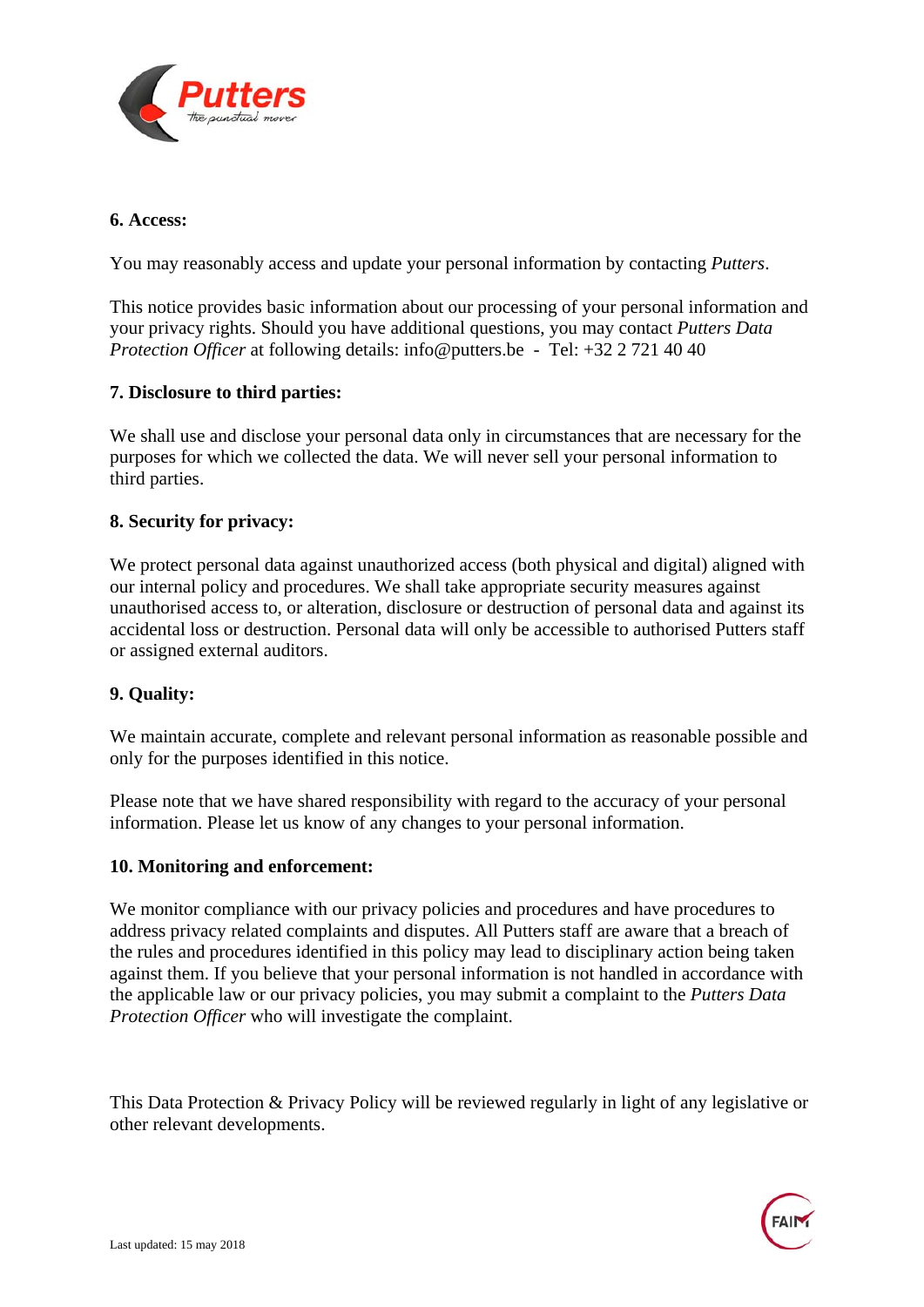**6. Access:**

You may reasonably access and update your personal information by contacting *Putters*.

This notice provides basic information about our processing of your personal information and your privacy rights. Should you have additional questions, you may contact *Putters Data Protection Officer* at following details: info@putters.be - Tel: +32 2 721 40 40

**7. Disclosure to third parties:**

We shall use and disclose your personal data only in circumstances that are necessary for the purposes for which we collected the data. We will never sell your personal information to third parties.

**8. Security for privacy:**

We protect personal data against unauthorized access (both physical and digital) aligned with our internal policy and procedures. We shall take appropriate security measures against unauthorised access to, or alteration, disclosure or destruction of personal data and against its accidental loss or destruction. Personal data will only be accessible to authorised Putters staff or assigned external auditors.

**9. Quality:**

We maintain accurate, complete and relevant personal information as reasonable possible and only for the purposes identified in this notice.

Please note that we have shared responsibility with regard to the accuracy of your personal information. Please let us know of any changes to your personal information.

**10. Monitoring and enforcement:**

We monitor compliance with our privacy policies and procedures and have procedures to address privacy related complaints and disputes. All Putters staff are aware that a breach of the rules and procedures identified in this policy may lead to disciplinary action being taken against them. If you believe that your personal information is not handled in accordance with the applicable law or our privacy policies, you may submit a complaint to the *Putters Data Protection Officer* who will investigate the complaint.

This Data Protection & Privacy Policy will be reviewed regularly in light of any legislative or other relevant developments.

Last updated: 15 may 2018